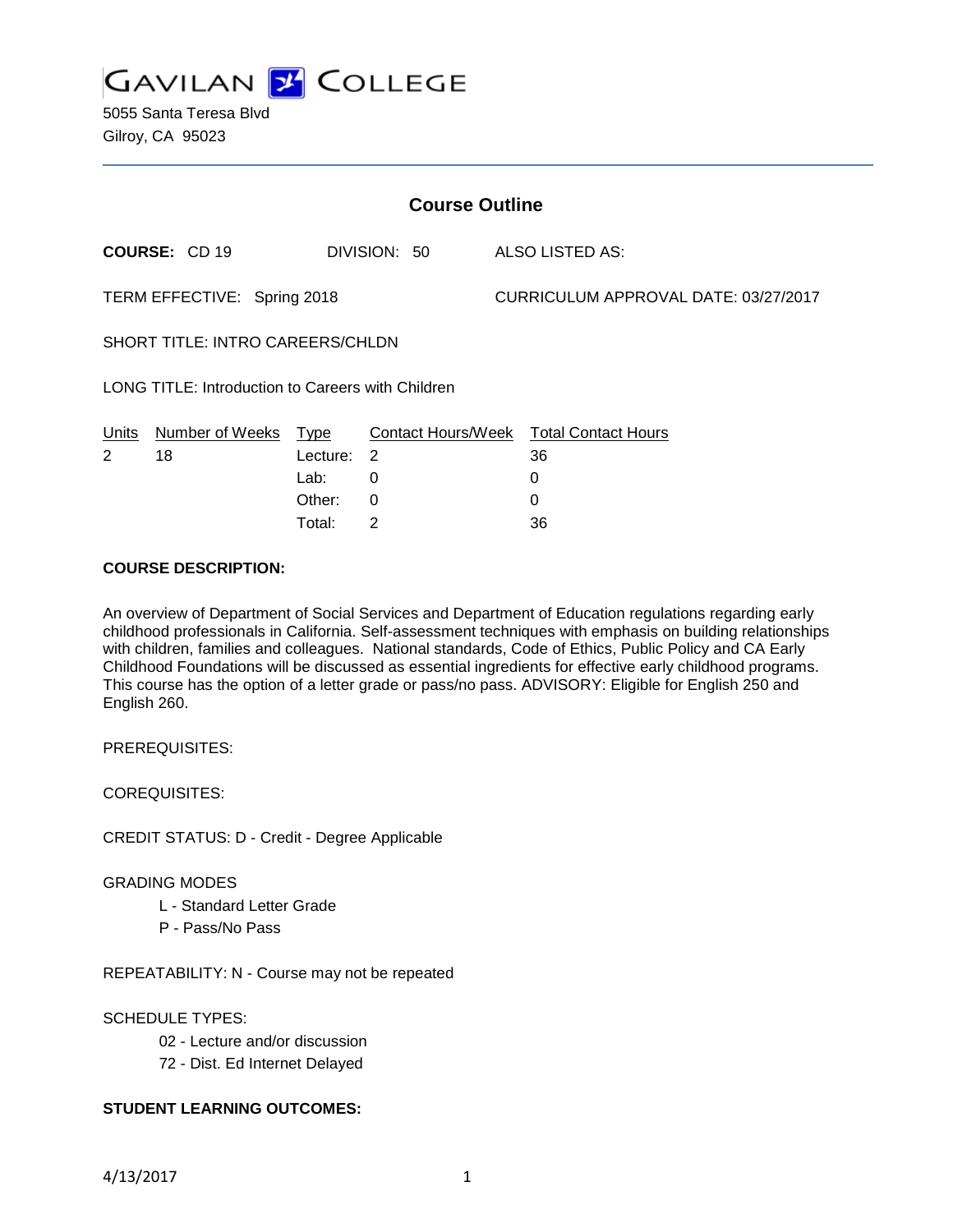# GAVILAN COLLEGE

5055 Santa Teresa Blvd
Gilroy, CA 95023

## Course Outline

**COURSE:** CD 19 DIVISION: 50 ALSO LISTED AS:

TERM EFFECTIVE: Spring 2018 CURRICULUM APPROVAL DATE: 03/27/2017

SHORT TITLE: INTRO CAREERS/CHLDN

LONG TITLE: Introduction to Careers with Children

| Units | Number of Weeks | Type | Contact Hours/Week | Total Contact Hours |
|---|---|---|---|---|
| 2 | 18 | Lecture: | 2 | 36 |
| | | Lab: | 0 | 0 |
| | | Other: | 0 | 0 |
| | | Total: | 2 | 36 |

**COURSE DESCRIPTION:**

An overview of Department of Social Services and Department of Education regulations regarding early childhood professionals in California. Self-assessment techniques with emphasis on building relationships with children, families and colleagues. National standards, Code of Ethics, Public Policy and CA Early Childhood Foundations will be discussed as essential ingredients for effective early childhood programs. This course has the option of a letter grade or pass/no pass. ADVISORY: Eligible for English 250 and English 260.

PREREQUISITES:

COREQUISITES:

CREDIT STATUS: D - Credit - Degree Applicable

GRADING MODES

- L - Standard Letter Grade
- P - Pass/No Pass

REPEATABILITY: N - Course may not be repeated

SCHEDULE TYPES:

- 02 - Lecture and/or discussion
- 72 - Dist. Ed Internet Delayed

**STUDENT LEARNING OUTCOMES:**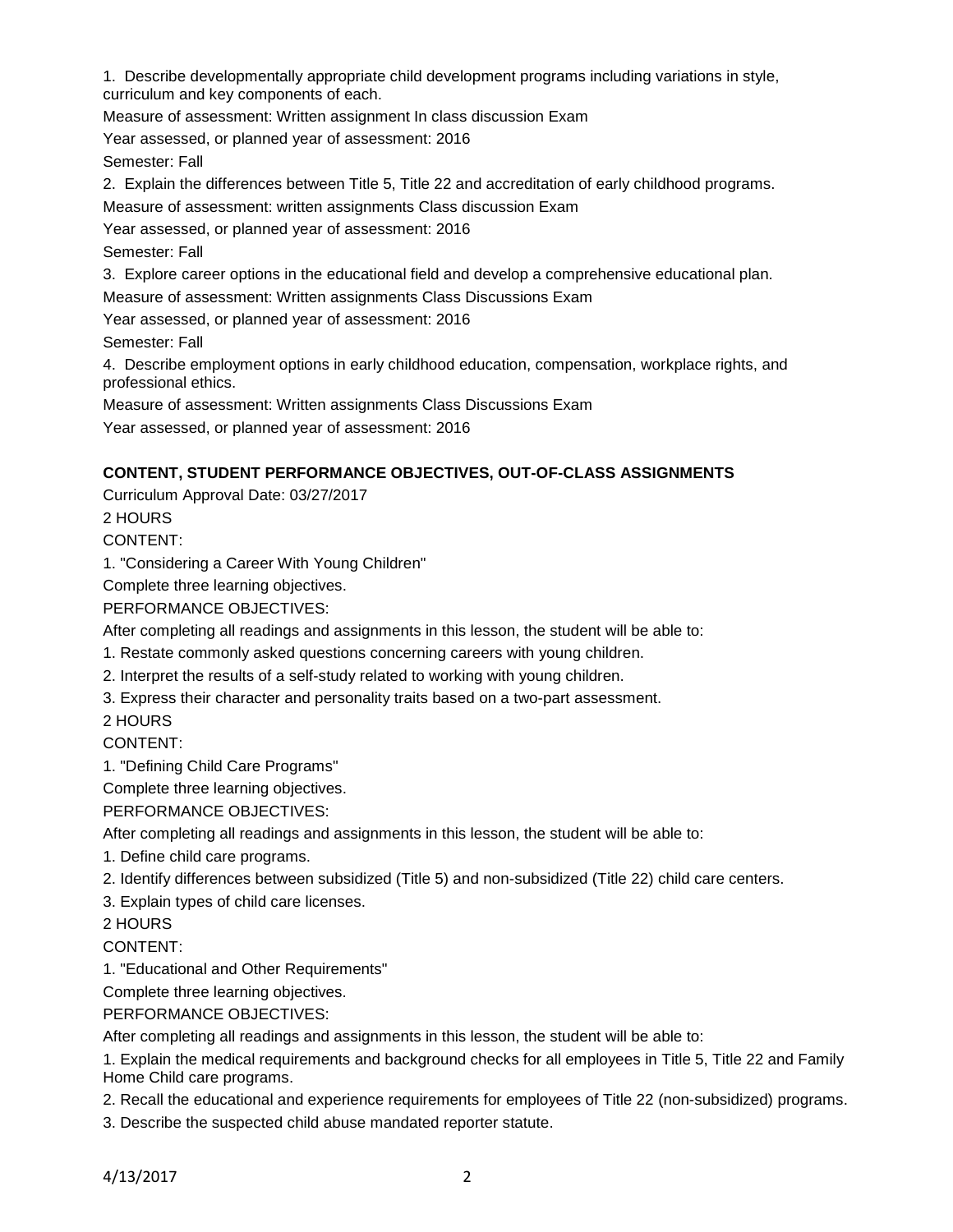1. Describe developmentally appropriate child development programs including variations in style, curriculum and key components of each.

Measure of assessment: Written assignment In class discussion Exam

Year assessed, or planned year of assessment: 2016

Semester: Fall

2. Explain the differences between Title 5, Title 22 and accreditation of early childhood programs.

Measure of assessment: written assignments Class discussion Exam

Year assessed, or planned year of assessment: 2016

Semester: Fall

3. Explore career options in the educational field and develop a comprehensive educational plan.

Measure of assessment: Written assignments Class Discussions Exam

Year assessed, or planned year of assessment: 2016

Semester: Fall

4. Describe employment options in early childhood education, compensation, workplace rights, and professional ethics.

Measure of assessment: Written assignments Class Discussions Exam

Year assessed, or planned year of assessment: 2016

**CONTENT, STUDENT PERFORMANCE OBJECTIVES, OUT-OF-CLASS ASSIGNMENTS**

Curriculum Approval Date: 03/27/2017

2 HOURS

CONTENT:

1. "Considering a Career With Young Children"

Complete three learning objectives.

PERFORMANCE OBJECTIVES:

After completing all readings and assignments in this lesson, the student will be able to:

1. Restate commonly asked questions concerning careers with young children.
2. Interpret the results of a self-study related to working with young children.
3. Express their character and personality traits based on a two-part assessment.

2 HOURS

CONTENT:

1. "Defining Child Care Programs"

Complete three learning objectives.

PERFORMANCE OBJECTIVES:

After completing all readings and assignments in this lesson, the student will be able to:

1. Define child care programs.
2. Identify differences between subsidized (Title 5) and non-subsidized (Title 22) child care centers.
3. Explain types of child care licenses.

2 HOURS

CONTENT:

1. "Educational and Other Requirements"

Complete three learning objectives.

PERFORMANCE OBJECTIVES:

After completing all readings and assignments in this lesson, the student will be able to:

1. Explain the medical requirements and background checks for all employees in Title 5, Title 22 and Family Home Child care programs.
2. Recall the educational and experience requirements for employees of Title 22 (non-subsidized) programs.
3. Describe the suspected child abuse mandated reporter statute.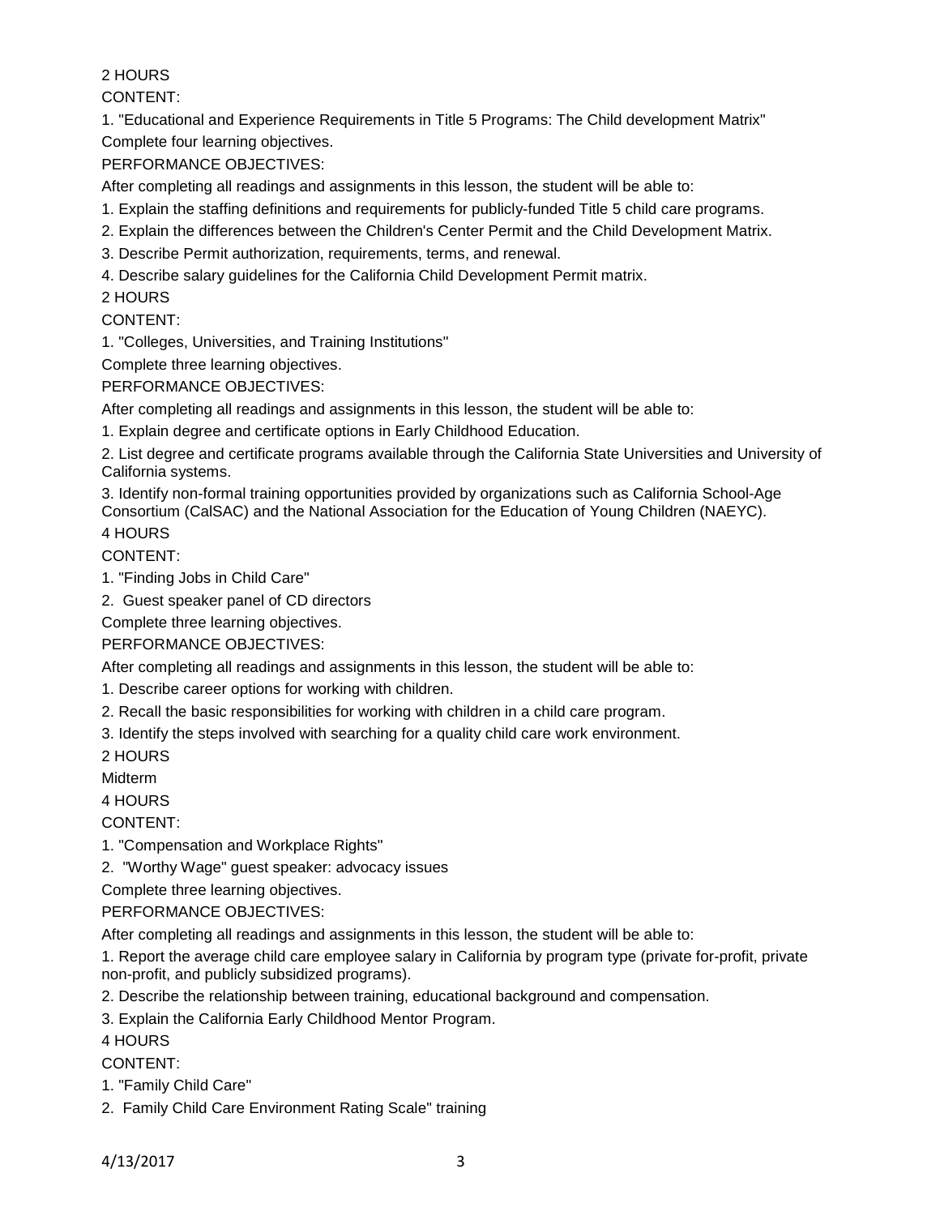2 HOURS

CONTENT:

1. "Educational and Experience Requirements in Title 5 Programs: The Child development Matrix"

Complete four learning objectives.

PERFORMANCE OBJECTIVES:

After completing all readings and assignments in this lesson, the student will be able to:

1. Explain the staffing definitions and requirements for publicly-funded Title 5 child care programs.
2. Explain the differences between the Children's Center Permit and the Child Development Matrix.
3. Describe Permit authorization, requirements, terms, and renewal.
4. Describe salary guidelines for the California Child Development Permit matrix.

2 HOURS

CONTENT:

1. "Colleges, Universities, and Training Institutions"

Complete three learning objectives.

PERFORMANCE OBJECTIVES:

After completing all readings and assignments in this lesson, the student will be able to:

1. Explain degree and certificate options in Early Childhood Education.
2. List degree and certificate programs available through the California State Universities and University of California systems.
3. Identify non-formal training opportunities provided by organizations such as California School-Age Consortium (CalSAC) and the National Association for the Education of Young Children (NAEYC).

4 HOURS

CONTENT:

1. "Finding Jobs in Child Care"
2. Guest speaker panel of CD directors

Complete three learning objectives.

PERFORMANCE OBJECTIVES:

After completing all readings and assignments in this lesson, the student will be able to:

1. Describe career options for working with children.
2. Recall the basic responsibilities for working with children in a child care program.
3. Identify the steps involved with searching for a quality child care work environment.

2 HOURS

Midterm

4 HOURS

CONTENT:

1. "Compensation and Workplace Rights"
2. "Worthy Wage" guest speaker: advocacy issues

Complete three learning objectives.

PERFORMANCE OBJECTIVES:

After completing all readings and assignments in this lesson, the student will be able to:

1. Report the average child care employee salary in California by program type (private for-profit, private non-profit, and publicly subsidized programs).
2. Describe the relationship between training, educational background and compensation.
3. Explain the California Early Childhood Mentor Program.

4 HOURS

CONTENT:

1. "Family Child Care"
2. Family Child Care Environment Rating Scale" training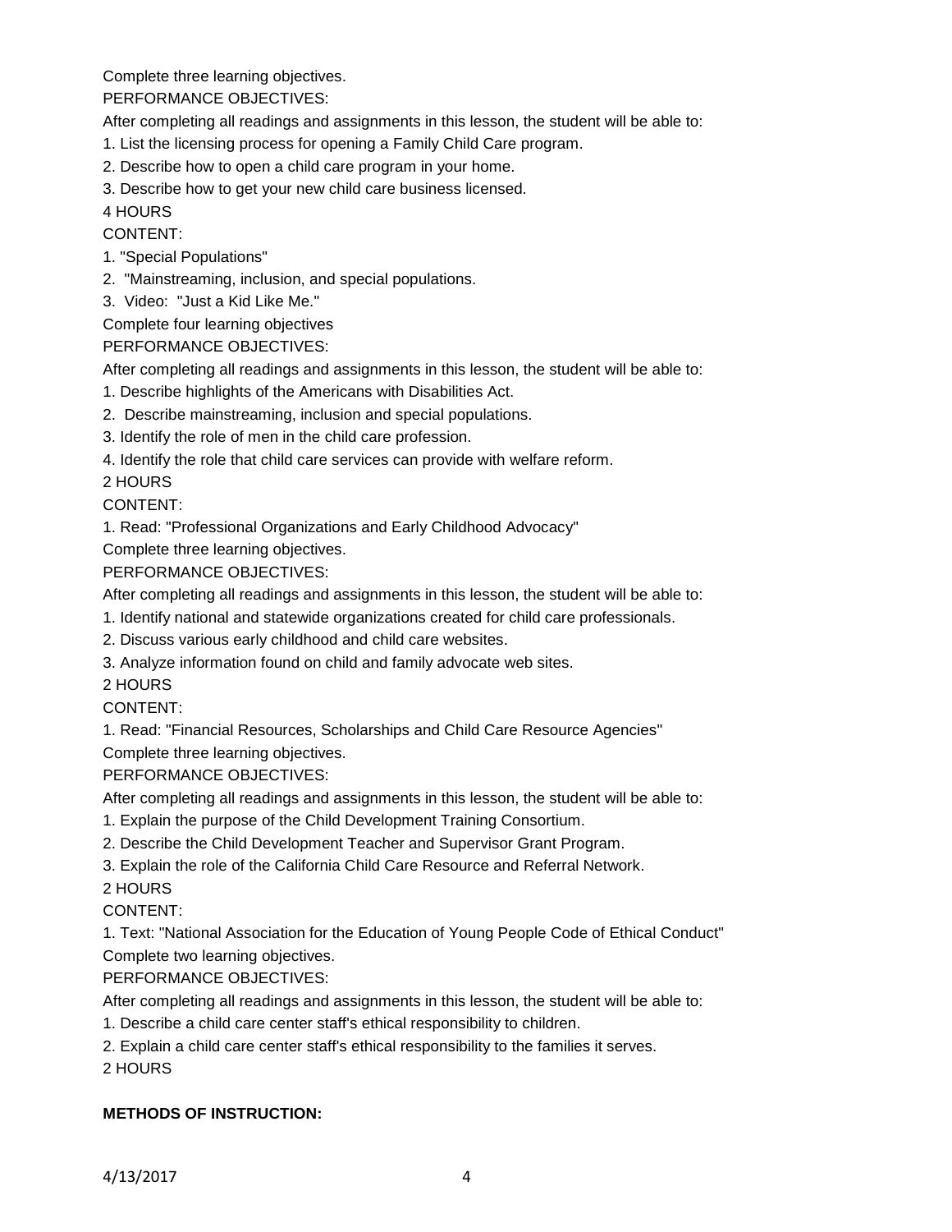Complete three learning objectives.

PERFORMANCE OBJECTIVES:

After completing all readings and assignments in this lesson, the student will be able to:

1. List the licensing process for opening a Family Child Care program.
2. Describe how to open a child care program in your home.
3. Describe how to get your new child care business licensed.

4 HOURS

CONTENT:

1. "Special Populations"
2. "Mainstreaming, inclusion, and special populations.
3. Video: "Just a Kid Like Me."

Complete four learning objectives

PERFORMANCE OBJECTIVES:

After completing all readings and assignments in this lesson, the student will be able to:

1. Describe highlights of the Americans with Disabilities Act.
2. Describe mainstreaming, inclusion and special populations.
3. Identify the role of men in the child care profession.
4. Identify the role that child care services can provide with welfare reform.

2 HOURS

CONTENT:

1. Read: "Professional Organizations and Early Childhood Advocacy"

Complete three learning objectives.

PERFORMANCE OBJECTIVES:

After completing all readings and assignments in this lesson, the student will be able to:

1. Identify national and statewide organizations created for child care professionals.
2. Discuss various early childhood and child care websites.
3. Analyze information found on child and family advocate web sites.

2 HOURS

CONTENT:

1. Read: "Financial Resources, Scholarships and Child Care Resource Agencies"

Complete three learning objectives.

PERFORMANCE OBJECTIVES:

After completing all readings and assignments in this lesson, the student will be able to:

1. Explain the purpose of the Child Development Training Consortium.
2. Describe the Child Development Teacher and Supervisor Grant Program.
3. Explain the role of the California Child Care Resource and Referral Network.

2 HOURS

CONTENT:

1. Text: "National Association for the Education of Young People Code of Ethical Conduct"

Complete two learning objectives.

PERFORMANCE OBJECTIVES:

After completing all readings and assignments in this lesson, the student will be able to:

1. Describe a child care center staff's ethical responsibility to children.
2. Explain a child care center staff's ethical responsibility to the families it serves.

2 HOURS

**METHODS OF INSTRUCTION:**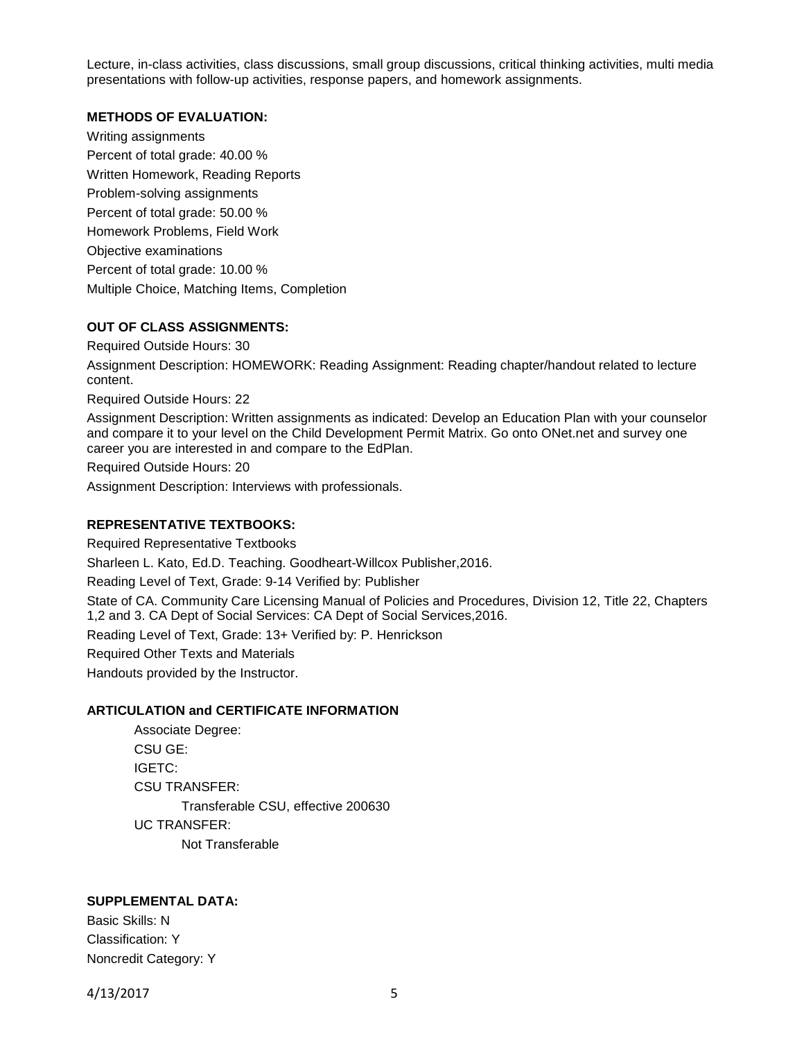Lecture, in-class activities, class discussions, small group discussions, critical thinking activities, multi media presentations with follow-up activities, response papers, and homework assignments.

**METHODS OF EVALUATION:**

Writing assignments
Percent of total grade: 40.00 %
Written Homework, Reading Reports
Problem-solving assignments
Percent of total grade: 50.00 %
Homework Problems, Field Work
Objective examinations
Percent of total grade: 10.00 %
Multiple Choice, Matching Items, Completion

**OUT OF CLASS ASSIGNMENTS:**

Required Outside Hours: 30
Assignment Description: HOMEWORK: Reading Assignment: Reading chapter/handout related to lecture content.
Required Outside Hours: 22
Assignment Description: Written assignments as indicated: Develop an Education Plan with your counselor and compare it to your level on the Child Development Permit Matrix. Go onto ONet.net and survey one career you are interested in and compare to the EdPlan.
Required Outside Hours: 20
Assignment Description: Interviews with professionals.

**REPRESENTATIVE TEXTBOOKS:**

Required Representative Textbooks
Sharleen L. Kato, Ed.D. Teaching. Goodheart-Willcox Publisher,2016.
Reading Level of Text, Grade: 9-14 Verified by: Publisher
State of CA. Community Care Licensing Manual of Policies and Procedures, Division 12, Title 22, Chapters 1,2 and 3. CA Dept of Social Services: CA Dept of Social Services,2016.
Reading Level of Text, Grade: 13+ Verified by: P. Henrickson
Required Other Texts and Materials
Handouts provided by the Instructor.

**ARTICULATION and CERTIFICATE INFORMATION**

Associate Degree:
CSU GE:
IGETC:
CSU TRANSFER:
Transferable CSU, effective 200630
UC TRANSFER:
Not Transferable

**SUPPLEMENTAL DATA:**

Basic Skills: N
Classification: Y
Noncredit Category: Y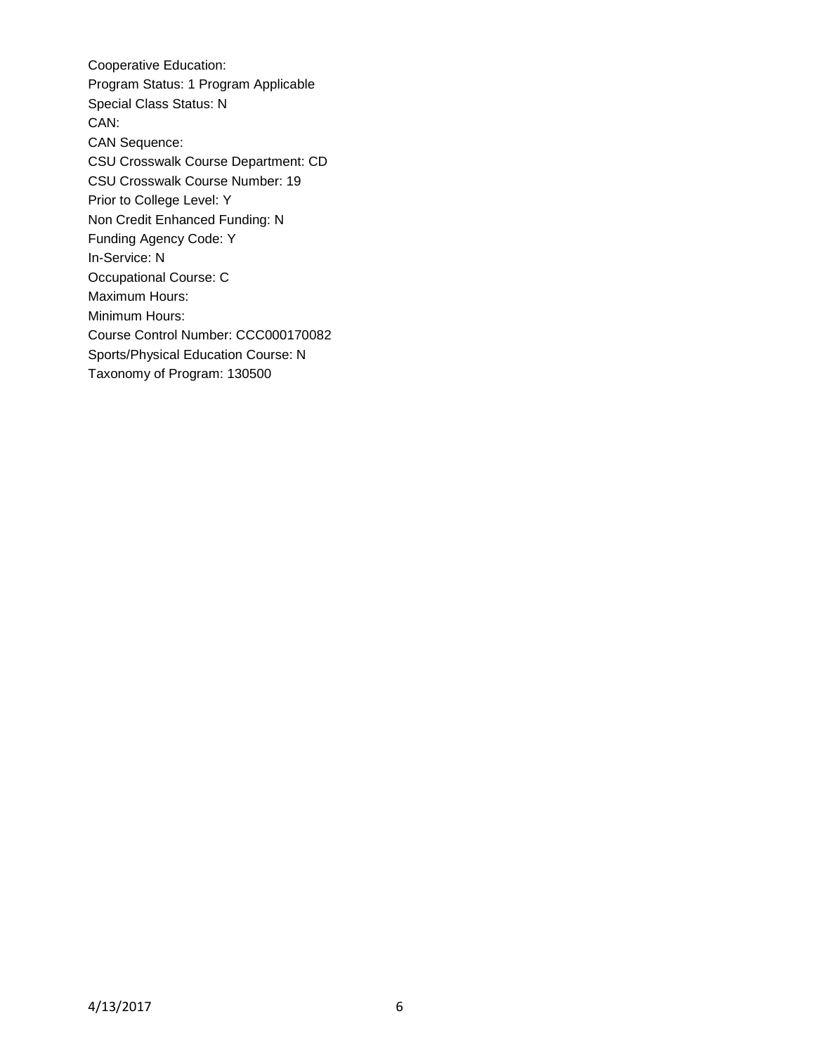Cooperative Education:
Program Status: 1 Program Applicable
Special Class Status: N
CAN:
CAN Sequence:
CSU Crosswalk Course Department: CD
CSU Crosswalk Course Number: 19
Prior to College Level: Y
Non Credit Enhanced Funding: N
Funding Agency Code: Y
In-Service: N
Occupational Course: C
Maximum Hours:
Minimum Hours:
Course Control Number: CCC000170082
Sports/Physical Education Course: N
Taxonomy of Program: 130500